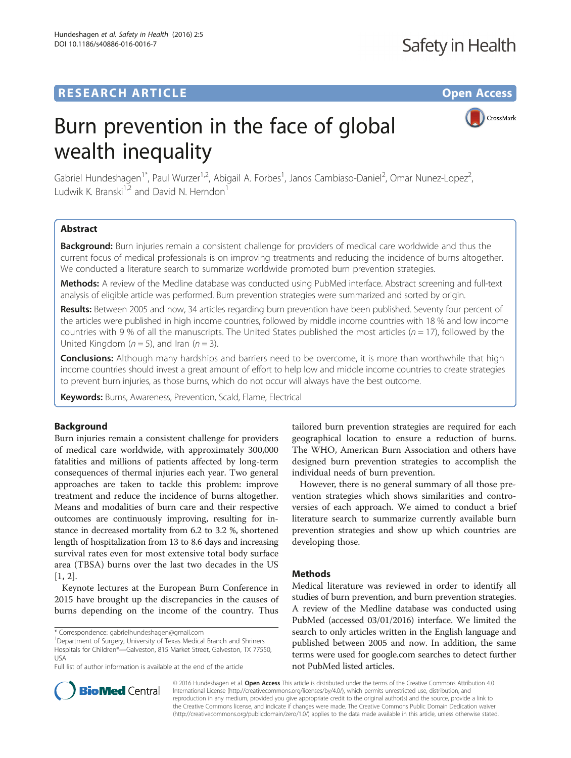RESEARCH ARTICLE

Open Access

# Burn prevention in the face of global wealth inequality

Gabriel Hundeshagen[1*], Paul Wurzer[1,2], Abigail A. Forbes[1], Janos Cambiaso-Daniel[2], Omar Nunez-Lopez[2], Ludwik K. Branski[1,2] and David N. Herndon[1]

## Abstract

**Background:** Burn injuries remain a consistent challenge for providers of medical care worldwide and thus the current focus of medical professionals is on improving treatments and reducing the incidence of burns altogether. We conducted a literature search to summarize worldwide promoted burn prevention strategies.

**Methods:** A review of the Medline database was conducted using PubMed interface. Abstract screening and full-text analysis of eligible article was performed. Burn prevention strategies were summarized and sorted by origin.

**Results:** Between 2005 and now, 34 articles regarding burn prevention have been published. Seventy four percent of the articles were published in high income countries, followed by middle income countries with 18 % and low income countries with 9 % of all the manuscripts. The United States published the most articles ($n = 17$), followed by the United Kingdom ($n = 5$), and Iran ($n = 3$).

**Conclusions:** Although many hardships and barriers need to be overcome, it is more than worthwhile that high income countries should invest a great amount of effort to help low and middle income countries to create strategies to prevent burn injuries, as those burns, which do not occur will always have the best outcome.

**Keywords:** Burns, Awareness, Prevention, Scald, Flame, Electrical

## Background

Burn injuries remain a consistent challenge for providers of medical care worldwide, with approximately 300,000 fatalities and millions of patients affected by long-term consequences of thermal injuries each year. Two general approaches are taken to tackle this problem: improve treatment and reduce the incidence of burns altogether. Means and modalities of burn care and their respective outcomes are continuously improving, resulting for instance in decreased mortality from 6.2 to 3.2 %, shortened length of hospitalization from 13 to 8.6 days and increasing survival rates even for most extensive total body surface area (TBSA) burns over the last two decades in the US [1, 2].

Keynote lectures at the European Burn Conference in 2015 have brought up the discrepancies in the causes of burns depending on the income of the country. Thus tailored burn prevention strategies are required for each geographical location to ensure a reduction of burns. The WHO, American Burn Association and others have designed burn prevention strategies to accomplish the individual needs of burn prevention.

However, there is no general summary of all those prevention strategies which shows similarities and controversies of each approach. We aimed to conduct a brief literature search to summarize currently available burn prevention strategies and show up which countries are developing those.

## Methods

Medical literature was reviewed in order to identify all studies of burn prevention, and burn prevention strategies. A review of the Medline database was conducted using PubMed (accessed 03/01/2016) interface. We limited the search to only articles written in the English language and published between 2005 and now. In addition, the same terms were used for google.com searches to detect further not PubMed listed articles.

* Correspondence: gabrielhundeshagen@gmail.com
[1]Department of Surgery, University of Texas Medical Branch and Shriners Hospitals for Children®—Galveston, 815 Market Street, Galveston, TX 77550, USA
Full list of author information is available at the end of the article

© 2016 Hundeshagen et al. **Open Access** This article is distributed under the terms of the Creative Commons Attribution 4.0 International License (http://creativecommons.org/licenses/by/4.0/), which permits unrestricted use, distribution, and reproduction in any medium, provided you give appropriate credit to the original author(s) and the source, provide a link to the Creative Commons license, and indicate if changes were made. The Creative Commons Public Domain Dedication waiver (http://creativecommons.org/publicdomain/zero/1.0/) applies to the data made available in this article, unless otherwise stated.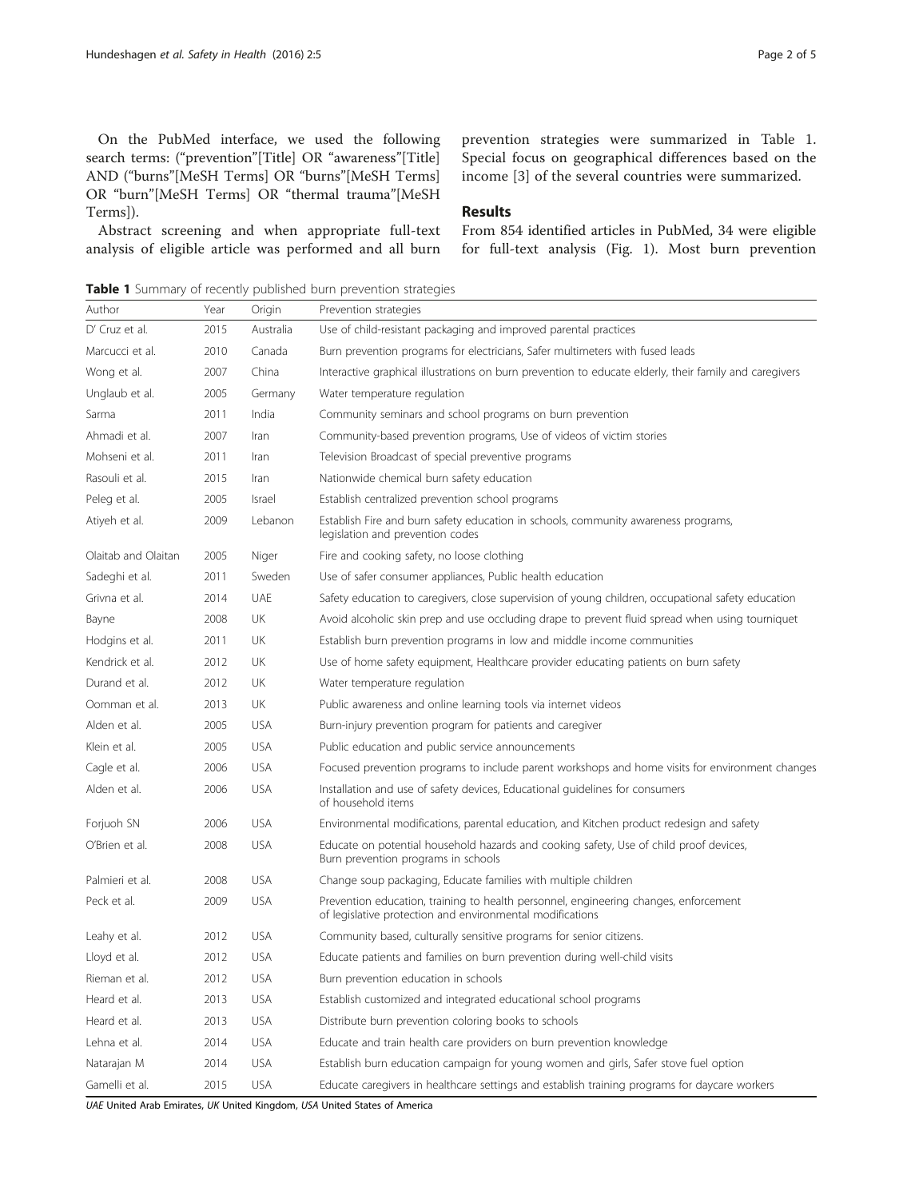On the PubMed interface, we used the following search terms: ("prevention"[Title] OR "awareness"[Title] AND ("burns"[MeSH Terms] OR "burns"[MeSH Terms] OR "burn"[MeSH Terms] OR "thermal trauma"[MeSH Terms]).

Abstract screening and when appropriate full-text analysis of eligible article was performed and all burn prevention strategies were summarized in Table 1. Special focus on geographical differences based on the income [3] of the several countries were summarized.

## Results

From 854 identified articles in PubMed, 34 were eligible for full-text analysis (Fig. 1). Most burn prevention

**Table 1** Summary of recently published burn prevention strategies

| Author | Year | Origin | Prevention strategies |
|---|---|---|---|
| D' Cruz et al. | 2015 | Australia | Use of child-resistant packaging and improved parental practices |
| Marcucci et al. | 2010 | Canada | Burn prevention programs for electricians, Safer multimeters with fused leads |
| Wong et al. | 2007 | China | Interactive graphical illustrations on burn prevention to educate elderly, their family and caregivers |
| Unglaub et al. | 2005 | Germany | Water temperature regulation |
| Sarma | 2011 | India | Community seminars and school programs on burn prevention |
| Ahmadi et al. | 2007 | Iran | Community-based prevention programs, Use of videos of victim stories |
| Mohseni et al. | 2011 | Iran | Television Broadcast of special preventive programs |
| Rasouli et al. | 2015 | Iran | Nationwide chemical burn safety education |
| Peleg et al. | 2005 | Israel | Establish centralized prevention school programs |
| Atiyeh et al. | 2009 | Lebanon | Establish Fire and burn safety education in schools, community awareness programs, legislation and prevention codes |
| Olaitab and Olaitan | 2005 | Niger | Fire and cooking safety, no loose clothing |
| Sadeghi et al. | 2011 | Sweden | Use of safer consumer appliances, Public health education |
| Grivna et al. | 2014 | UAE | Safety education to caregivers, close supervision of young children, occupational safety education |
| Bayne | 2008 | UK | Avoid alcoholic skin prep and use occluding drape to prevent fluid spread when using tourniquet |
| Hodgins et al. | 2011 | UK | Establish burn prevention programs in low and middle income communities |
| Kendrick et al. | 2012 | UK | Use of home safety equipment, Healthcare provider educating patients on burn safety |
| Durand et al. | 2012 | UK | Water temperature regulation |
| Oomman et al. | 2013 | UK | Public awareness and online learning tools via internet videos |
| Alden et al. | 2005 | USA | Burn-injury prevention program for patients and caregiver |
| Klein et al. | 2005 | USA | Public education and public service announcements |
| Cagle et al. | 2006 | USA | Focused prevention programs to include parent workshops and home visits for environment changes |
| Alden et al. | 2006 | USA | Installation and use of safety devices, Educational guidelines for consumers of household items |
| Forjuoh SN | 2006 | USA | Environmental modifications, parental education, and Kitchen product redesign and safety |
| O'Brien et al. | 2008 | USA | Educate on potential household hazards and cooking safety, Use of child proof devices, Burn prevention programs in schools |
| Palmieri et al. | 2008 | USA | Change soup packaging, Educate families with multiple children |
| Peck et al. | 2009 | USA | Prevention education, training to health personnel, engineering changes, enforcement of legislative protection and environmental modifications |
| Leahy et al. | 2012 | USA | Community based, culturally sensitive programs for senior citizens. |
| Lloyd et al. | 2012 | USA | Educate patients and families on burn prevention during well-child visits |
| Rieman et al. | 2012 | USA | Burn prevention education in schools |
| Heard et al. | 2013 | USA | Establish customized and integrated educational school programs |
| Heard et al. | 2013 | USA | Distribute burn prevention coloring books to schools |
| Lehna et al. | 2014 | USA | Educate and train health care providers on burn prevention knowledge |
| Natarajan M | 2014 | USA | Establish burn education campaign for young women and girls, Safer stove fuel option |
| Gamelli et al. | 2015 | USA | Educate caregivers in healthcare settings and establish training programs for daycare workers |

*UAE* United Arab Emirates, *UK* United Kingdom, *USA* United States of America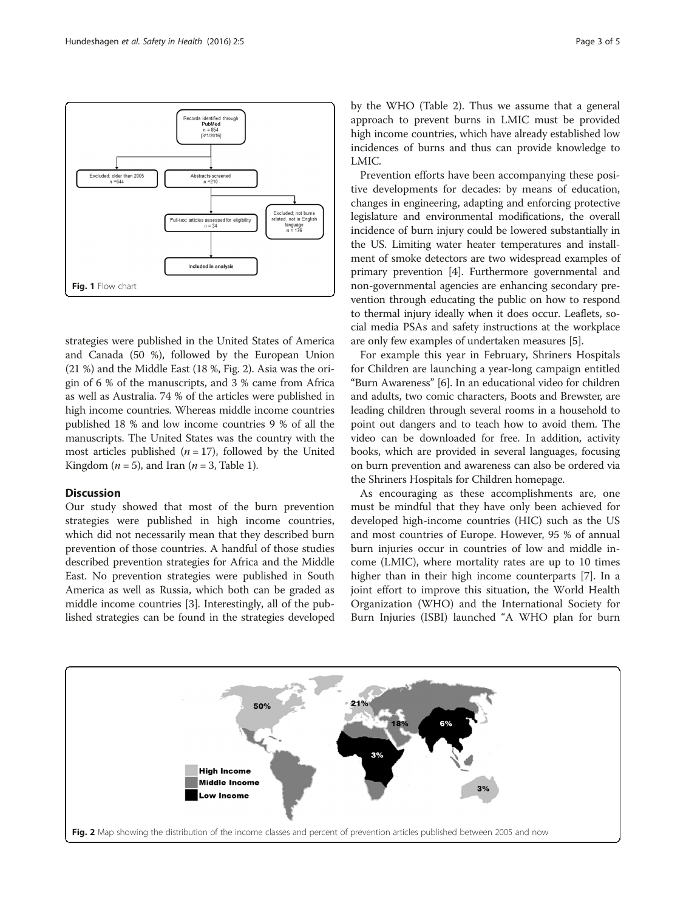Fig. 1 Flow chart

strategies were published in the United States of America and Canada (50 %), followed by the European Union (21 %) and the Middle East (18 %, Fig. 2). Asia was the origin of 6 % of the manuscripts, and 3 % came from Africa as well as Australia. 74 % of the articles were published in high income countries. Whereas middle income countries published 18 % and low income countries 9 % of all the manuscripts. The United States was the country with the most articles published ($n = 17$), followed by the United Kingdom ($n = 5$), and Iran ($n = 3$, Table 1).

## Discussion

Our study showed that most of the burn prevention strategies were published in high income countries, which did not necessarily mean that they described burn prevention of those countries. A handful of those studies described prevention strategies for Africa and the Middle East. No prevention strategies were published in South America as well as Russia, which both can be graded as middle income countries [3]. Interestingly, all of the published strategies can be found in the strategies developed by the WHO (Table 2). Thus we assume that a general approach to prevent burns in LMIC must be provided high income countries, which have already established low incidences of burns and thus can provide knowledge to LMIC.

Prevention efforts have been accompanying these positive developments for decades: by means of education, changes in engineering, adapting and enforcing protective legislature and environmental modifications, the overall incidence of burn injury could be lowered substantially in the US. Limiting water heater temperatures and installment of smoke detectors are two widespread examples of primary prevention [4]. Furthermore governmental and non-governmental agencies are enhancing secondary prevention through educating the public on how to respond to thermal injury ideally when it does occur. Leaflets, social media PSAs and safety instructions at the workplace are only few examples of undertaken measures [5].

For example this year in February, Shriners Hospitals for Children are launching a year-long campaign entitled "Burn Awareness" [6]. In an educational video for children and adults, two comic characters, Boots and Brewster, are leading children through several rooms in a household to point out dangers and to teach how to avoid them. The video can be downloaded for free. In addition, activity books, which are provided in several languages, focusing on burn prevention and awareness can also be ordered via the Shriners Hospitals for Children homepage.

As encouraging as these accomplishments are, one must be mindful that they have only been achieved for developed high-income countries (HIC) such as the US and most countries of Europe. However, 95 % of annual burn injuries occur in countries of low and middle income (LMIC), where mortality rates are up to 10 times higher than in their high income counterparts [7]. In a joint effort to improve this situation, the World Health Organization (WHO) and the International Society for Burn Injuries (ISBI) launched "A WHO plan for burn

Fig. 2 Map showing the distribution of the income classes and percent of prevention articles published between 2005 and now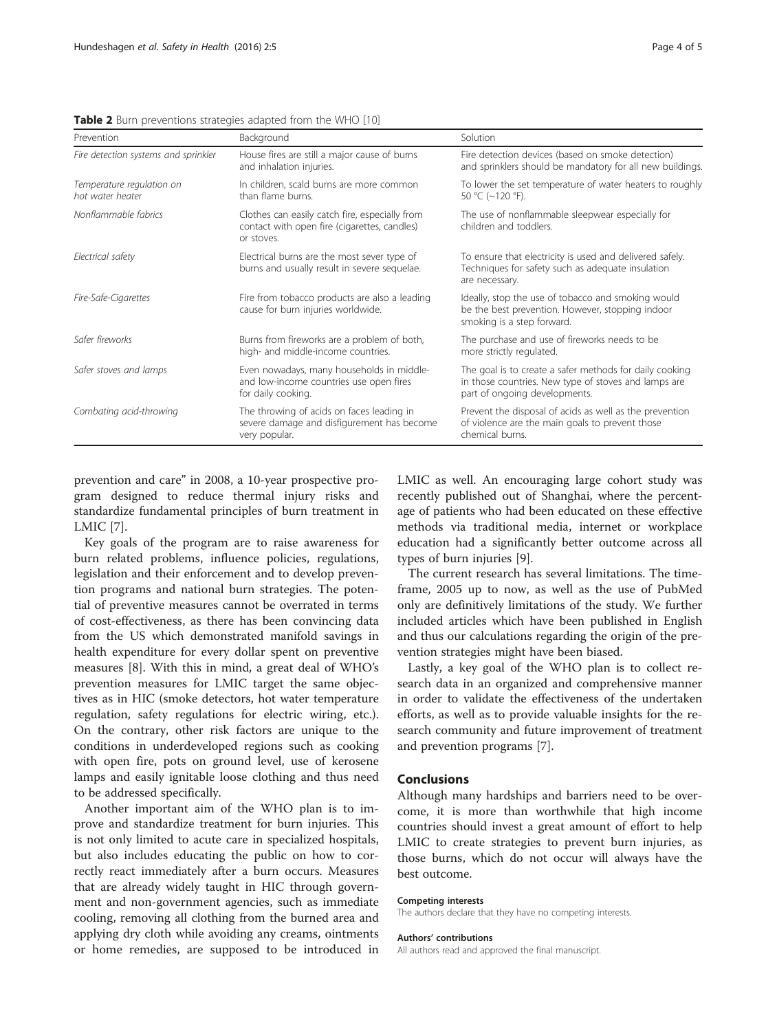**Table 2** Burn preventions strategies adapted from the WHO [10]

| Prevention | Background | Solution |
| --- | --- | --- |
| *Fire detection systems and sprinkler* | House fires are still a major cause of burns and inhalation injuries. | Fire detection devices (based on smoke detection) and sprinklers should be mandatory for all new buildings. |
| *Temperature regulation on hot water heater* | In children, scald burns are more common than flame burns. | To lower the set temperature of water heaters to roughly 50 °C (~120 °F). |
| *Nonflammable fabrics* | Clothes can easily catch fire, especially from contact with open fire (cigarettes, candles) or stoves. | The use of nonflammable sleepwear especially for children and toddlers. |
| *Electrical safety* | Electrical burns are the most sever type of burns and usually result in severe sequelae. | To ensure that electricity is used and delivered safely. Techniques for safety such as adequate insulation are necessary. |
| *Fire-Safe-Cigarettes* | Fire from tobacco products are also a leading cause for burn injuries worldwide. | Ideally, stop the use of tobacco and smoking would be the best prevention. However, stopping indoor smoking is a step forward. |
| *Safer fireworks* | Burns from fireworks are a problem of both, high- and middle-income countries. | The purchase and use of fireworks needs to be more strictly regulated. |
| *Safer stoves and lamps* | Even nowadays, many households in middle- and low-income countries use open fires for daily cooking. | The goal is to create a safer methods for daily cooking in those countries. New type of stoves and lamps are part of ongoing developments. |
| *Combating acid-throwing* | The throwing of acids on faces leading in severe damage and disfigurement has become very popular. | Prevent the disposal of acids as well as the prevention of violence are the main goals to prevent those chemical burns. |

prevention and care" in 2008, a 10-year prospective program designed to reduce thermal injury risks and standardize fundamental principles of burn treatment in LMIC [7].

Key goals of the program are to raise awareness for burn related problems, influence policies, regulations, legislation and their enforcement and to develop prevention programs and national burn strategies. The potential of preventive measures cannot be overrated in terms of cost-effectiveness, as there has been convincing data from the US which demonstrated manifold savings in health expenditure for every dollar spent on preventive measures [8]. With this in mind, a great deal of WHO's prevention measures for LMIC target the same objectives as in HIC (smoke detectors, hot water temperature regulation, safety regulations for electric wiring, etc.). On the contrary, other risk factors are unique to the conditions in underdeveloped regions such as cooking with open fire, pots on ground level, use of kerosene lamps and easily ignitable loose clothing and thus need to be addressed specifically.

Another important aim of the WHO plan is to improve and standardize treatment for burn injuries. This is not only limited to acute care in specialized hospitals, but also includes educating the public on how to correctly react immediately after a burn occurs. Measures that are already widely taught in HIC through government and non-government agencies, such as immediate cooling, removing all clothing from the burned area and applying dry cloth while avoiding any creams, ointments or home remedies, are supposed to be introduced in LMIC as well. An encouraging large cohort study was recently published out of Shanghai, where the percentage of patients who had been educated on these effective methods via traditional media, internet or workplace education had a significantly better outcome across all types of burn injuries [9].

The current research has several limitations. The timeframe, 2005 up to now, as well as the use of PubMed only are definitively limitations of the study. We further included articles which have been published in English and thus our calculations regarding the origin of the prevention strategies might have been biased.

Lastly, a key goal of the WHO plan is to collect research data in an organized and comprehensive manner in order to validate the effectiveness of the undertaken efforts, as well as to provide valuable insights for the research community and future improvement of treatment and prevention programs [7].

## Conclusions

Although many hardships and barriers need to be overcome, it is more than worthwhile that high income countries should invest a great amount of effort to help LMIC to create strategies to prevent burn injuries, as those burns, which do not occur will always have the best outcome.

#### Competing interests

The authors declare that they have no competing interests.

#### Authors' contributions

All authors read and approved the final manuscript.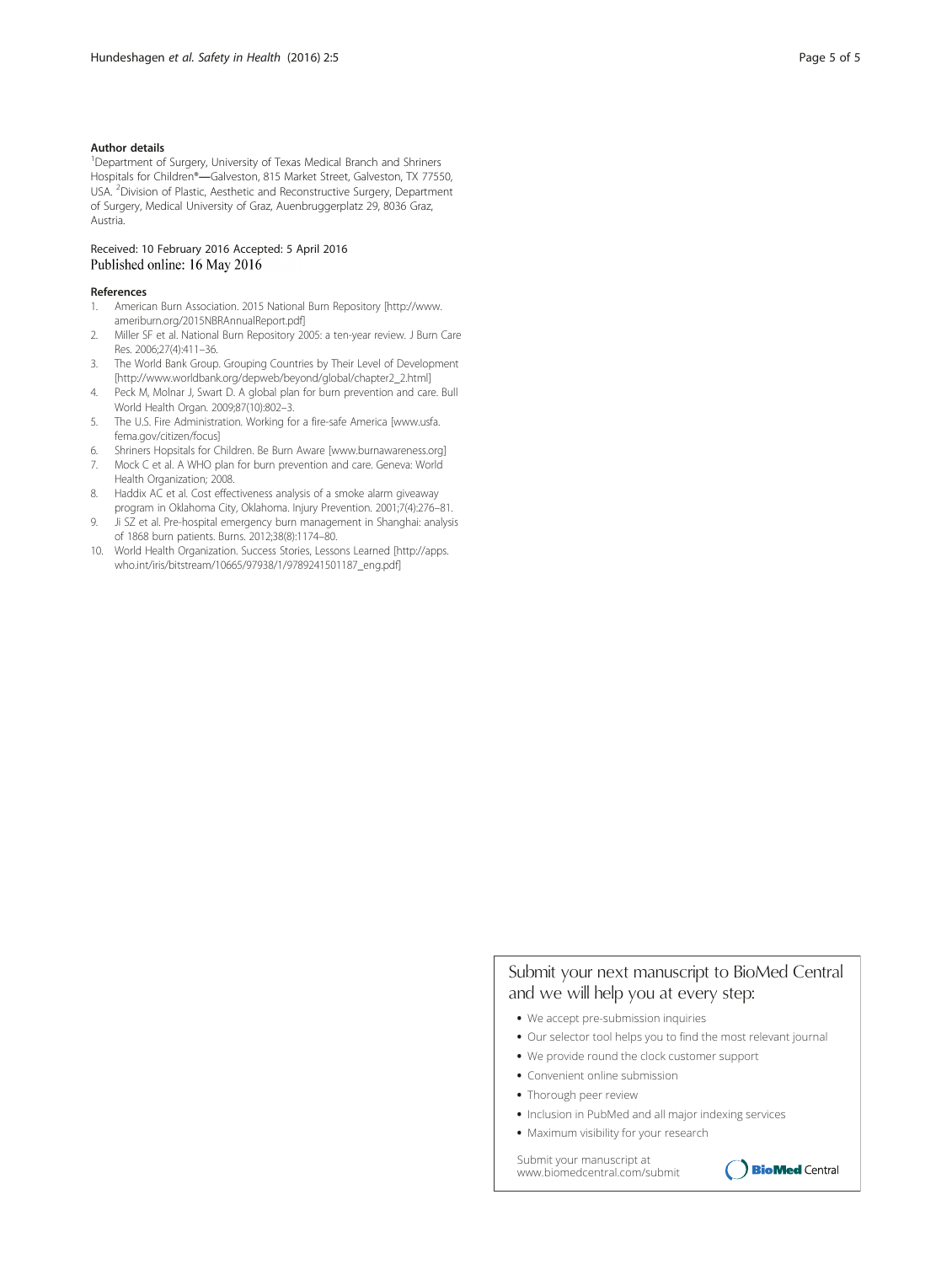### Author details

[1]Department of Surgery, University of Texas Medical Branch and Shriners Hospitals for Children®—Galveston, 815 Market Street, Galveston, TX 77550, USA. [2]Division of Plastic, Aesthetic and Reconstructive Surgery, Department of Surgery, Medical University of Graz, Auenbruggerplatz 29, 8036 Graz, Austria.

Received: 10 February 2016 Accepted: 5 April 2016
Published online: 16 May 2016

### References

1. American Burn Association. 2015 National Burn Repository [http://www.ameriburn.org/2015NBRAnnualReport.pdf]
2. Miller SF et al. National Burn Repository 2005: a ten-year review. J Burn Care Res. 2006;27(4):411–36.
3. The World Bank Group. Grouping Countries by Their Level of Development [http://www.worldbank.org/depweb/beyond/global/chapter2_2.html]
4. Peck M, Molnar J, Swart D. A global plan for burn prevention and care. Bull World Health Organ. 2009;87(10):802–3.
5. The U.S. Fire Administration. Working for a fire-safe America [www.usfa.fema.gov/citizen/focus]
6. Shriners Hopsitals for Children. Be Burn Aware [www.burnawareness.org]
7. Mock C et al. A WHO plan for burn prevention and care. Geneva: World Health Organization; 2008.
8. Haddix AC et al. Cost effectiveness analysis of a smoke alarm giveaway program in Oklahoma City, Oklahoma. Injury Prevention. 2001;7(4):276–81.
9. Ji SZ et al. Pre-hospital emergency burn management in Shanghai: analysis of 1868 burn patients. Burns. 2012;38(8):1174–80.
10. World Health Organization. Success Stories, Lessons Learned [http://apps.who.int/iris/bitstream/10665/97938/1/9789241501187_eng.pdf]

Submit your next manuscript to BioMed Central and we will help you at every step:

- We accept pre-submission inquiries
- Our selector tool helps you to find the most relevant journal
- We provide round the clock customer support
- Convenient online submission
- Thorough peer review
- Inclusion in PubMed and all major indexing services
- Maximum visibility for your research

Submit your manuscript at www.biomedcentral.com/submit

BioMed Central